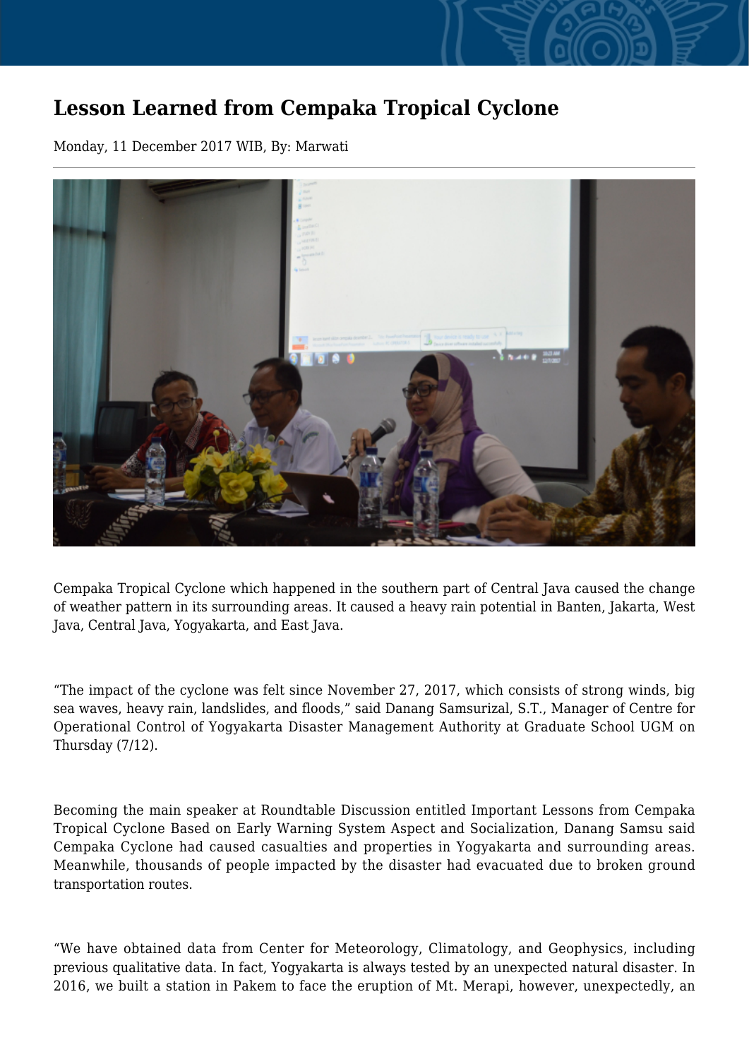# Lesson Learned from Cempaka Tropical Cyclone

Monday, 11 December 2017 WIB, By: Marwati

---

Cempaka Tropical Cyclone which happened in the southern part of Central Java caused the change of weather pattern in its surrounding areas. It caused a heavy rain potential in Banten, Jakarta, West Java, Central Java, Yogyakarta, and East Java.

“The impact of the cyclone was felt since November 27, 2017, which consists of strong winds, big sea waves, heavy rain, landslides, and floods,” said Danang Samsurizal, S.T., Manager of Centre for Operational Control of Yogyakarta Disaster Management Authority at Graduate School UGM on Thursday (7/12).

Becoming the main speaker at Roundtable Discussion entitled Important Lessons from Cempaka Tropical Cyclone Based on Early Warning System Aspect and Socialization, Danang Samsu said Cempaka Cyclone had caused casualties and properties in Yogyakarta and surrounding areas. Meanwhile, thousands of people impacted by the disaster had evacuated due to broken ground transportation routes.

“We have obtained data from Center for Meteorology, Climatology, and Geophysics, including previous qualitative data. In fact, Yogyakarta is always tested by an unexpected natural disaster. In 2016, we built a station in Pakem to face the eruption of Mt. Merapi, however, unexpectedly, an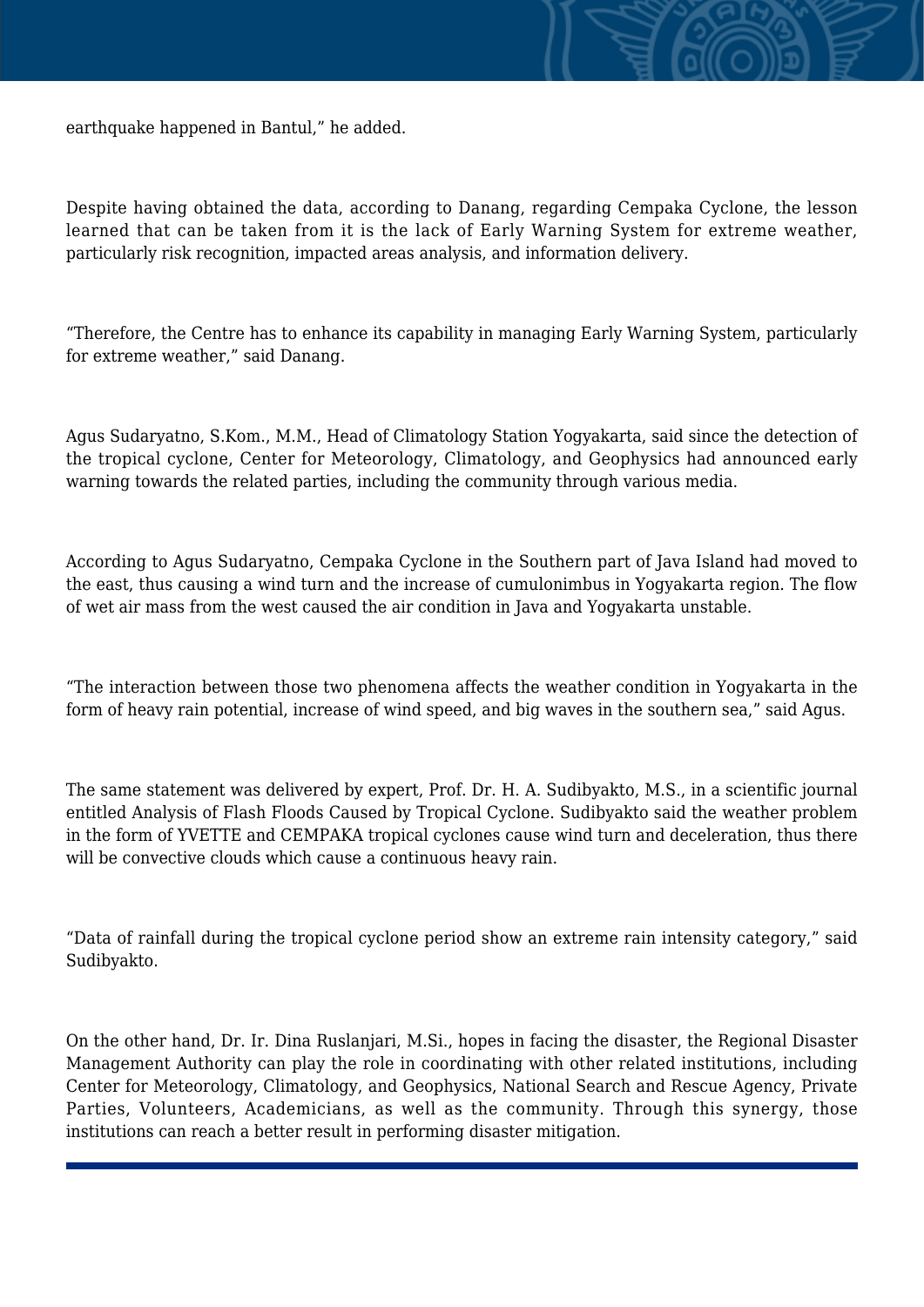earthquake happened in Bantul," he added.

Despite having obtained the data, according to Danang, regarding Cempaka Cyclone, the lesson learned that can be taken from it is the lack of Early Warning System for extreme weather, particularly risk recognition, impacted areas analysis, and information delivery.

"Therefore, the Centre has to enhance its capability in managing Early Warning System, particularly for extreme weather," said Danang.

Agus Sudaryatno, S.Kom., M.M., Head of Climatology Station Yogyakarta, said since the detection of the tropical cyclone, Center for Meteorology, Climatology, and Geophysics had announced early warning towards the related parties, including the community through various media.

According to Agus Sudaryatno, Cempaka Cyclone in the Southern part of Java Island had moved to the east, thus causing a wind turn and the increase of cumulonimbus in Yogyakarta region. The flow of wet air mass from the west caused the air condition in Java and Yogyakarta unstable.

"The interaction between those two phenomena affects the weather condition in Yogyakarta in the form of heavy rain potential, increase of wind speed, and big waves in the southern sea," said Agus.

The same statement was delivered by expert, Prof. Dr. H. A. Sudibyakto, M.S., in a scientific journal entitled Analysis of Flash Floods Caused by Tropical Cyclone. Sudibyakto said the weather problem in the form of YVETTE and CEMPAKA tropical cyclones cause wind turn and deceleration, thus there will be convective clouds which cause a continuous heavy rain.

"Data of rainfall during the tropical cyclone period show an extreme rain intensity category," said Sudibyakto.

On the other hand, Dr. Ir. Dina Ruslanjari, M.Si., hopes in facing the disaster, the Regional Disaster Management Authority can play the role in coordinating with other related institutions, including Center for Meteorology, Climatology, and Geophysics, National Search and Rescue Agency, Private Parties, Volunteers, Academicians, as well as the community. Through this synergy, those institutions can reach a better result in performing disaster mitigation.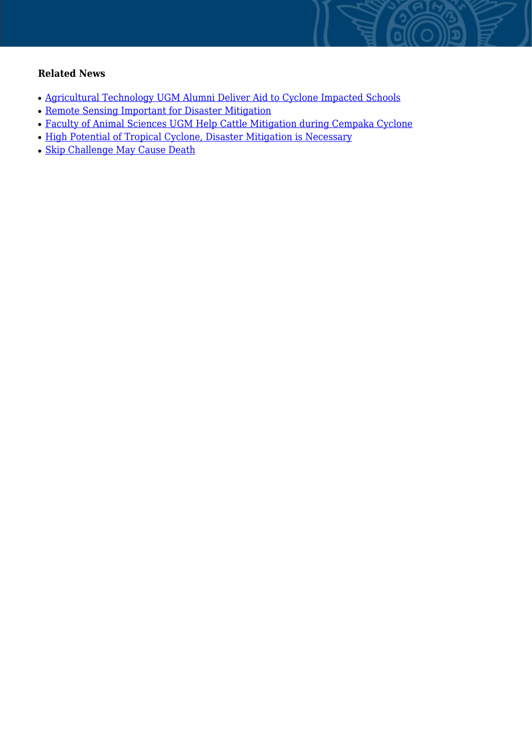### Related News

- Agricultural Technology UGM Alumni Deliver Aid to Cyclone Impacted Schools
- Remote Sensing Important for Disaster Mitigation
- Faculty of Animal Sciences UGM Help Cattle Mitigation during Cempaka Cyclone
- High Potential of Tropical Cyclone, Disaster Mitigation is Necessary
- Skip Challenge May Cause Death